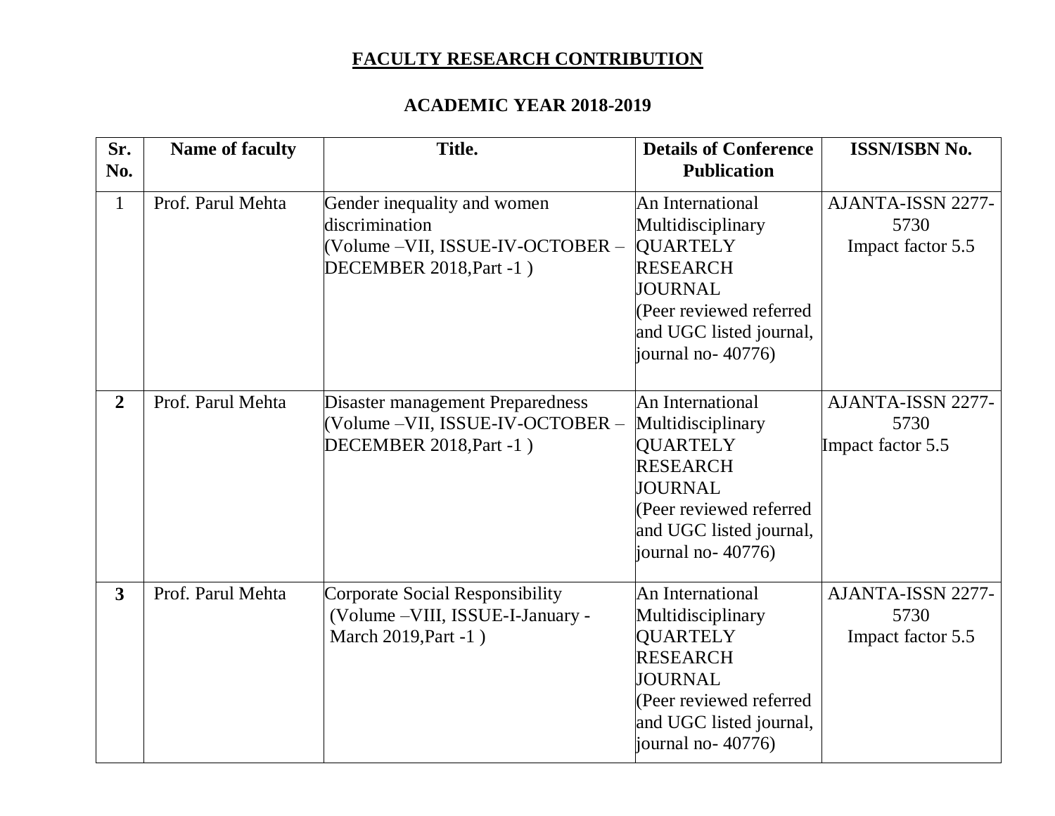# FACULTY RESEARCH CONTRIBUTION

## ACADEMIC YEAR 2018-2019

| Sr. No. | Name of faculty | Title. | Details of Conference Publication | ISSN/ISBN No. |
|---|---|---|---|---|
| 1 | Prof. Parul Mehta | Gender inequality and women discrimination (Volume –VII, ISSUE-IV-OCTOBER – DECEMBER 2018,Part -1 ) | An International Multidisciplinary QUARTELY RESEARCH JOURNAL (Peer reviewed referred and UGC listed journal, journal no- 40776) | AJANTA-ISSN 2277-5730 Impact factor 5.5 |
| **2** | Prof. Parul Mehta | Disaster management Preparedness (Volume –VII, ISSUE-IV-OCTOBER – DECEMBER 2018,Part -1 ) | An International Multidisciplinary QUARTELY RESEARCH JOURNAL (Peer reviewed referred and UGC listed journal, journal no- 40776) | AJANTA-ISSN 2277-5730 Impact factor 5.5 |
| **3** | Prof. Parul Mehta | Corporate Social Responsibility (Volume –VIII, ISSUE-I-January - March 2019,Part -1 ) | An International Multidisciplinary QUARTELY RESEARCH JOURNAL (Peer reviewed referred and UGC listed journal, journal no- 40776) | AJANTA-ISSN 2277-5730 Impact factor 5.5 |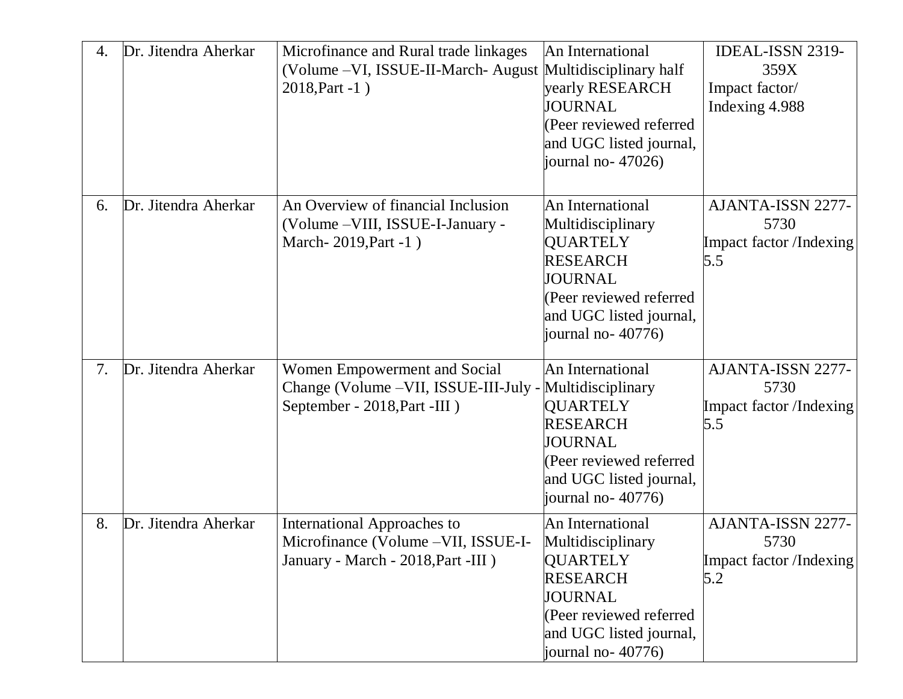| 4. | Dr. Jitendra Aherkar | Microfinance and Rural trade linkages (Volume –VI, ISSUE-II-March- August 2018,Part -1 ) | An International Multidisciplinary half yearly RESEARCH JOURNAL (Peer reviewed referred and UGC listed journal, journal no- 47026) | IDEAL-ISSN 2319-359X Impact factor/ Indexing 4.988 |
|---|---|---|---|---|
| 6. | Dr. Jitendra Aherkar | An Overview of financial Inclusion (Volume –VIII, ISSUE-I-January - March- 2019,Part -1 ) | An International Multidisciplinary QUARTELY RESEARCH JOURNAL (Peer reviewed referred and UGC listed journal, journal no- 40776) | AJANTA-ISSN 2277-5730 Impact factor /Indexing 5.5 |
| 7. | Dr. Jitendra Aherkar | Women Empowerment and Social Change (Volume –VII, ISSUE-III-July - September - 2018,Part -III ) | An International Multidisciplinary QUARTELY RESEARCH JOURNAL (Peer reviewed referred and UGC listed journal, journal no- 40776) | AJANTA-ISSN 2277-5730 Impact factor /Indexing 5.5 |
| 8. | Dr. Jitendra Aherkar | International Approaches to Microfinance (Volume –VII, ISSUE-I-January - March - 2018,Part -III ) | An International Multidisciplinary QUARTELY RESEARCH JOURNAL (Peer reviewed referred and UGC listed journal, journal no- 40776) | AJANTA-ISSN 2277-5730 Impact factor /Indexing 5.2 |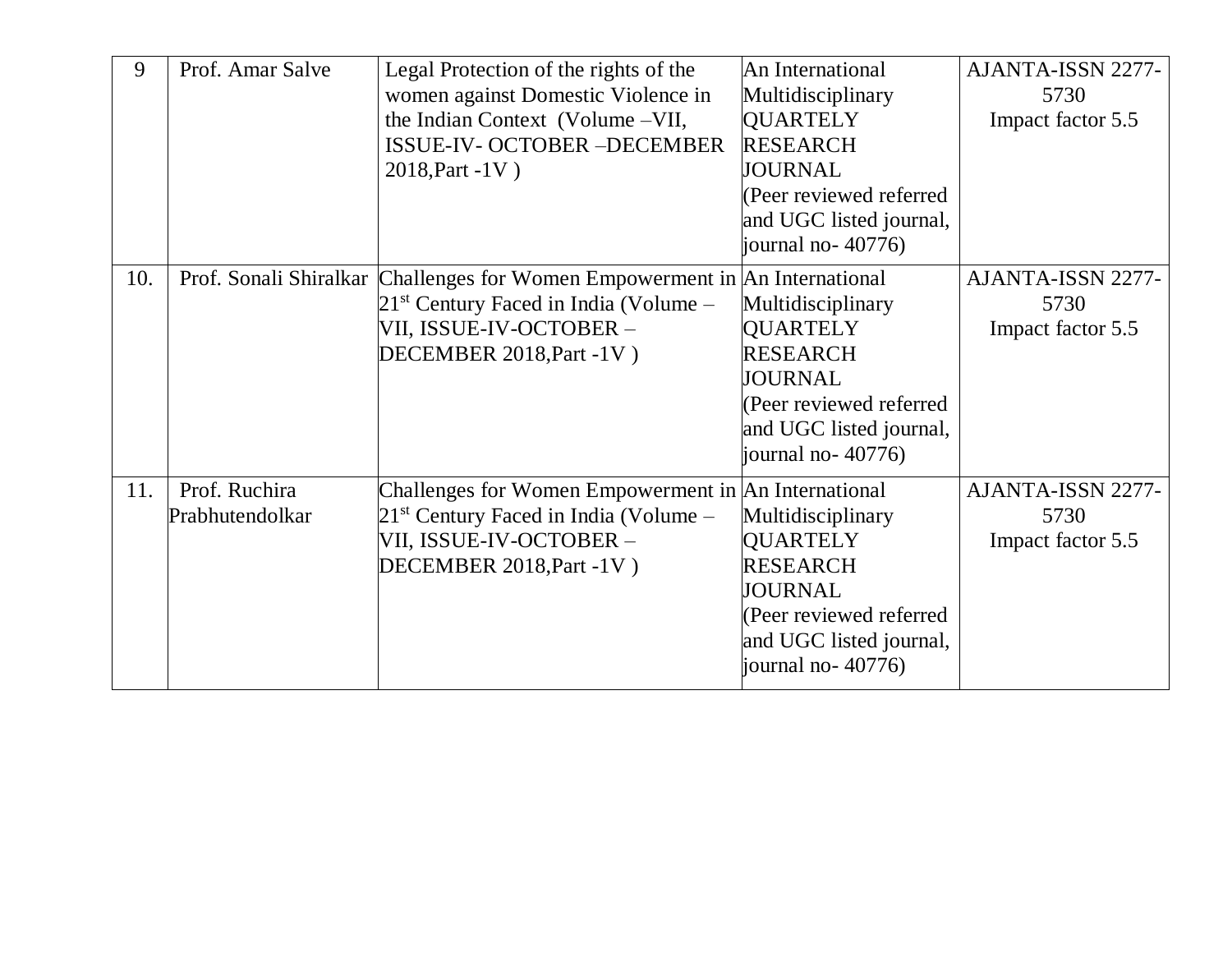| | | | | |
|---|---|---|---|---|
| 9 | Prof. Amar Salve | Legal Protection of the rights of the women against Domestic Violence in the Indian Context (Volume –VII, ISSUE-IV- OCTOBER –DECEMBER 2018,Part -1V ) | An International Multidisciplinary QUARTELY RESEARCH JOURNAL (Peer reviewed referred and UGC listed journal, journal no- 40776) | AJANTA-ISSN 2277-5730 Impact factor 5.5 |
| 10. | Prof. Sonali Shiralkar | Challenges for Women Empowerment in 21[st] Century Faced in India (Volume – VII, ISSUE-IV-OCTOBER – DECEMBER 2018,Part -1V ) | An International Multidisciplinary QUARTELY RESEARCH JOURNAL (Peer reviewed referred and UGC listed journal, journal no- 40776) | AJANTA-ISSN 2277-5730 Impact factor 5.5 |
| 11. | Prof. Ruchira Prabhutendolkar | Challenges for Women Empowerment in 21[st] Century Faced in India (Volume – VII, ISSUE-IV-OCTOBER – DECEMBER 2018,Part -1V ) | An International Multidisciplinary QUARTELY RESEARCH JOURNAL (Peer reviewed referred and UGC listed journal, journal no- 40776) | AJANTA-ISSN 2277-5730 Impact factor 5.5 |